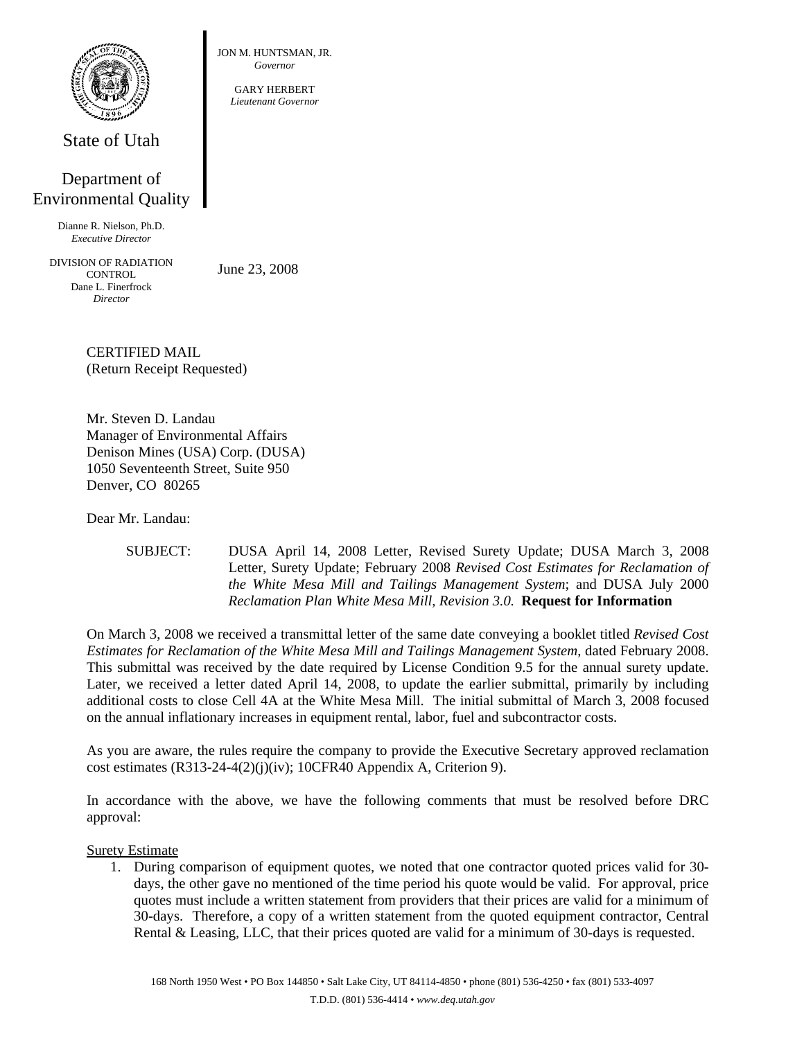State of Utah

Department of Environmental Quality

Dianne R. Nielson, Ph.D.
*Executive Director*

DIVISION OF RADIATION CONTROL
Dane L. Finerfrock
*Director*

JON M. HUNTSMAN, JR.
*Governor*

GARY HERBERT
*Lieutenant Governor*

June 23, 2008

CERTIFIED MAIL
(Return Receipt Requested)

Mr. Steven D. Landau
Manager of Environmental Affairs
Denison Mines (USA) Corp. (DUSA)
1050 Seventeenth Street, Suite 950
Denver, CO 80265

Dear Mr. Landau:

SUBJECT: DUSA April 14, 2008 Letter, Revised Surety Update; DUSA March 3, 2008 Letter, Surety Update; February 2008 *Revised Cost Estimates for Reclamation of the White Mesa Mill and Tailings Management System*; and DUSA July 2000 *Reclamation Plan White Mesa Mill, Revision 3.0.* **Request for Information**

On March 3, 2008 we received a transmittal letter of the same date conveying a booklet titled *Revised Cost Estimates for Reclamation of the White Mesa Mill and Tailings Management System*, dated February 2008. This submittal was received by the date required by License Condition 9.5 for the annual surety update. Later, we received a letter dated April 14, 2008, to update the earlier submittal, primarily by including additional costs to close Cell 4A at the White Mesa Mill. The initial submittal of March 3, 2008 focused on the annual inflationary increases in equipment rental, labor, fuel and subcontractor costs.

As you are aware, the rules require the company to provide the Executive Secretary approved reclamation cost estimates (R313-24-4(2)(j)(iv); 10CFR40 Appendix A, Criterion 9).

In accordance with the above, we have the following comments that must be resolved before DRC approval:

Surety Estimate

1. During comparison of equipment quotes, we noted that one contractor quoted prices valid for 30-days, the other gave no mentioned of the time period his quote would be valid. For approval, price quotes must include a written statement from providers that their prices are valid for a minimum of 30-days. Therefore, a copy of a written statement from the quoted equipment contractor, Central Rental & Leasing, LLC, that their prices quoted are valid for a minimum of 30-days is requested.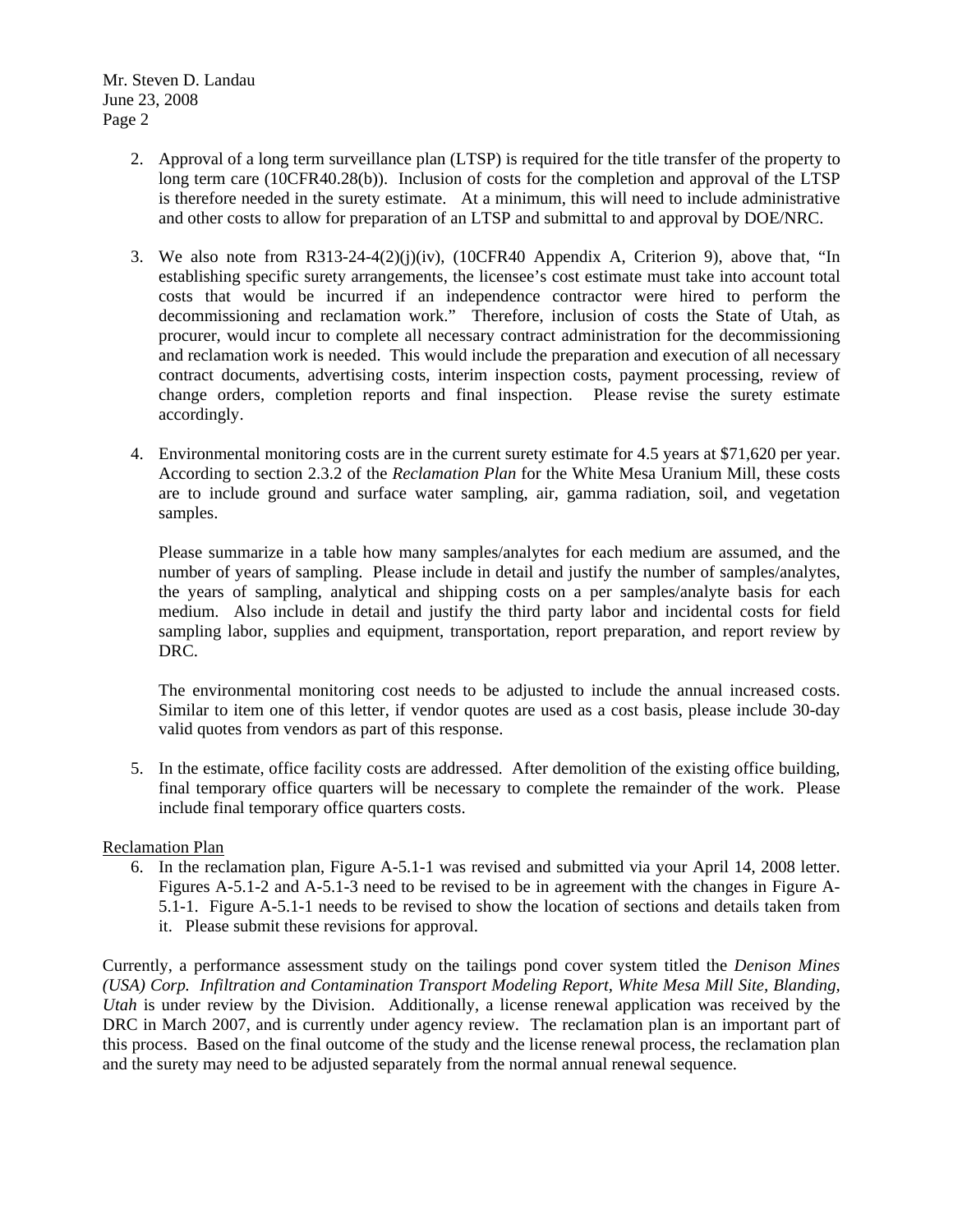2. Approval of a long term surveillance plan (LTSP) is required for the title transfer of the property to long term care (10CFR40.28(b)). Inclusion of costs for the completion and approval of the LTSP is therefore needed in the surety estimate. At a minimum, this will need to include administrative and other costs to allow for preparation of an LTSP and submittal to and approval by DOE/NRC.

3. We also note from R313-24-4(2)(j)(iv), (10CFR40 Appendix A, Criterion 9), above that, "In establishing specific surety arrangements, the licensee's cost estimate must take into account total costs that would be incurred if an independence contractor were hired to perform the decommissioning and reclamation work." Therefore, inclusion of costs the State of Utah, as procurer, would incur to complete all necessary contract administration for the decommissioning and reclamation work is needed. This would include the preparation and execution of all necessary contract documents, advertising costs, interim inspection costs, payment processing, review of change orders, completion reports and final inspection. Please revise the surety estimate accordingly.

4. Environmental monitoring costs are in the current surety estimate for 4.5 years at $71,620 per year. According to section 2.3.2 of the *Reclamation Plan* for the White Mesa Uranium Mill, these costs are to include ground and surface water sampling, air, gamma radiation, soil, and vegetation samples.

   Please summarize in a table how many samples/analytes for each medium are assumed, and the number of years of sampling. Please include in detail and justify the number of samples/analytes, the years of sampling, analytical and shipping costs on a per samples/analyte basis for each medium. Also include in detail and justify the third party labor and incidental costs for field sampling labor, supplies and equipment, transportation, report preparation, and report review by DRC.

   The environmental monitoring cost needs to be adjusted to include the annual increased costs. Similar to item one of this letter, if vendor quotes are used as a cost basis, please include 30-day valid quotes from vendors as part of this response.

5. In the estimate, office facility costs are addressed. After demolition of the existing office building, final temporary office quarters will be necessary to complete the remainder of the work. Please include final temporary office quarters costs.

Reclamation Plan

6. In the reclamation plan, Figure A-5.1-1 was revised and submitted via your April 14, 2008 letter. Figures A-5.1-2 and A-5.1-3 need to be revised to be in agreement with the changes in Figure A-5.1-1. Figure A-5.1-1 needs to be revised to show the location of sections and details taken from it. Please submit these revisions for approval.

Currently, a performance assessment study on the tailings pond cover system titled the *Denison Mines (USA) Corp. Infiltration and Contamination Transport Modeling Report*, *White Mesa Mill Site, Blanding, Utah* is under review by the Division. Additionally, a license renewal application was received by the DRC in March 2007, and is currently under agency review. The reclamation plan is an important part of this process. Based on the final outcome of the study and the license renewal process, the reclamation plan and the surety may need to be adjusted separately from the normal annual renewal sequence.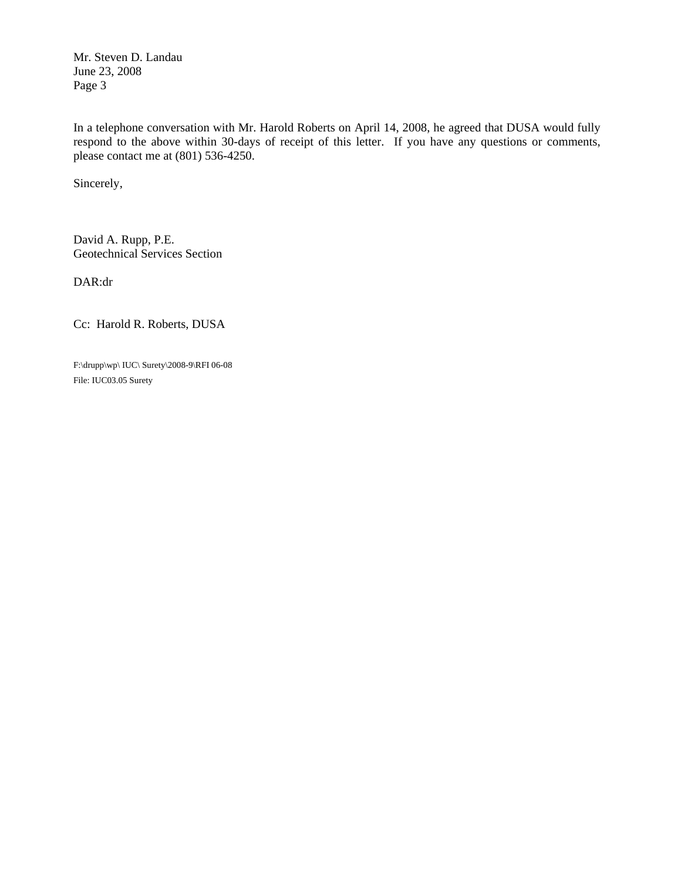In a telephone conversation with Mr. Harold Roberts on April 14, 2008, he agreed that DUSA would fully respond to the above within 30-days of receipt of this letter. If you have any questions or comments, please contact me at (801) 536-4250.

Sincerely,

David A. Rupp, P.E.
Geotechnical Services Section

DAR:dr

Cc: Harold R. Roberts, DUSA

F:\drupp\wp\ IUC\ Surety\2008-9\RFI 06-08
File: IUC03.05 Surety